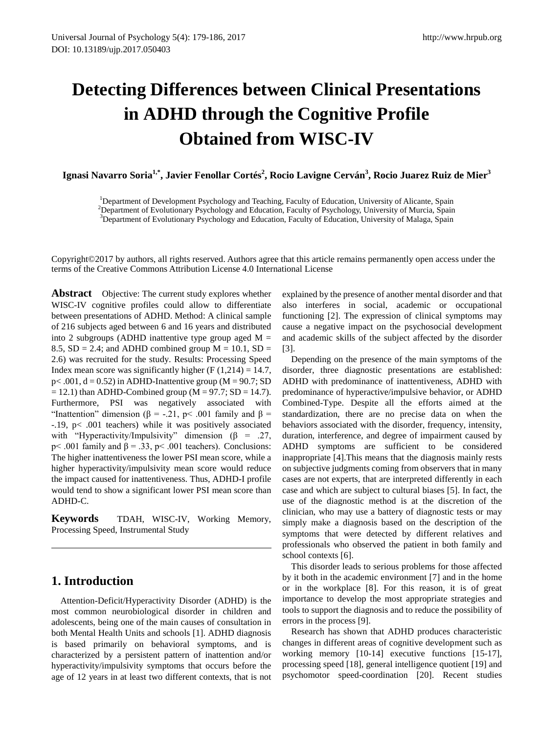# Detecting Differences between Clinical Presentations in ADHD through the Cognitive Profile Obtained from WISC-IV

**Ignasi Navarro Soria[1,*], Javier Fenollar Cortés[2], Rocio Lavigne Cerván[3], Rocio Juarez Ruiz de Mier[3]**

[1]Department of Development Psychology and Teaching, Faculty of Education, University of Alicante, Spain
[2]Department of Evolutionary Psychology and Education, Faculty of Psychology, University of Murcia, Spain
[3]Department of Evolutionary Psychology and Education, Faculty of Education, University of Malaga, Spain

Copyright©2017 by authors, all rights reserved. Authors agree that this article remains permanently open access under the terms of the Creative Commons Attribution License 4.0 International License

**Abstract** Objective: The current study explores whether WISC-IV cognitive profiles could allow to differentiate between presentations of ADHD. Method: A clinical sample of 216 subjects aged between 6 and 16 years and distributed into 2 subgroups (ADHD inattentive type group aged M = 8.5, SD = 2.4; and ADHD combined group M = 10.1, SD = 2.6) was recruited for the study. Results: Processing Speed Index mean score was significantly higher ($F(1,214) = 14.7$, $p < .001$, $d = 0.52$) in ADHD-Inattentive group (M = 90.7; SD = 12.1) than ADHD-Combined group (M = 97.7; SD = 14.7). Furthermore, PSI was negatively associated with "Inattention" dimension ($\beta = -.21$, $p < .001$ family and $\beta = -.19$, $p < .001$ teachers) while it was positively associated with "Hyperactivity/Impulsivity" dimension ($\beta = .27$, $p < .001$ family and $\beta = .33$, $p < .001$ teachers). Conclusions: The higher inattentiveness the lower PSI mean score, while a higher hyperactivity/impulsivity mean score would reduce the impact caused for inattentiveness. Thus, ADHD-I profile would tend to show a significant lower PSI mean score than ADHD-C.

**Keywords** TDAH, WISC-IV, Working Memory, Processing Speed, Instrumental Study

## 1. Introduction

Attention-Deficit/Hyperactivity Disorder (ADHD) is the most common neurobiological disorder in children and adolescents, being one of the main causes of consultation in both Mental Health Units and schools [1]. ADHD diagnosis is based primarily on behavioral symptoms, and is characterized by a persistent pattern of inattention and/or hyperactivity/impulsivity symptoms that occurs before the age of 12 years in at least two different contexts, that is not explained by the presence of another mental disorder and that also interferes in social, academic or occupational functioning [2]. The expression of clinical symptoms may cause a negative impact on the psychosocial development and academic skills of the subject affected by the disorder [3].

Depending on the presence of the main symptoms of the disorder, three diagnostic presentations are established: ADHD with predominance of inattentiveness, ADHD with predominance of hyperactive/impulsive behavior, or ADHD Combined-Type. Despite all the efforts aimed at the standardization, there are no precise data on when the behaviors associated with the disorder, frequency, intensity, duration, interference, and degree of impairment caused by ADHD symptoms are sufficient to be considered inappropriate [4].This means that the diagnosis mainly rests on subjective judgments coming from observers that in many cases are not experts, that are interpreted differently in each case and which are subject to cultural biases [5]. In fact, the use of the diagnostic method is at the discretion of the clinician, who may use a battery of diagnostic tests or may simply make a diagnosis based on the description of the symptoms that were detected by different relatives and professionals who observed the patient in both family and school contexts [6].

This disorder leads to serious problems for those affected by it both in the academic environment [7] and in the home or in the workplace [8]. For this reason, it is of great importance to develop the most appropriate strategies and tools to support the diagnosis and to reduce the possibility of errors in the process [9].

Research has shown that ADHD produces characteristic changes in different areas of cognitive development such as working memory [10-14] executive functions [15-17], processing speed [18], general intelligence quotient [19] and psychomotor speed-coordination [20]. Recent studies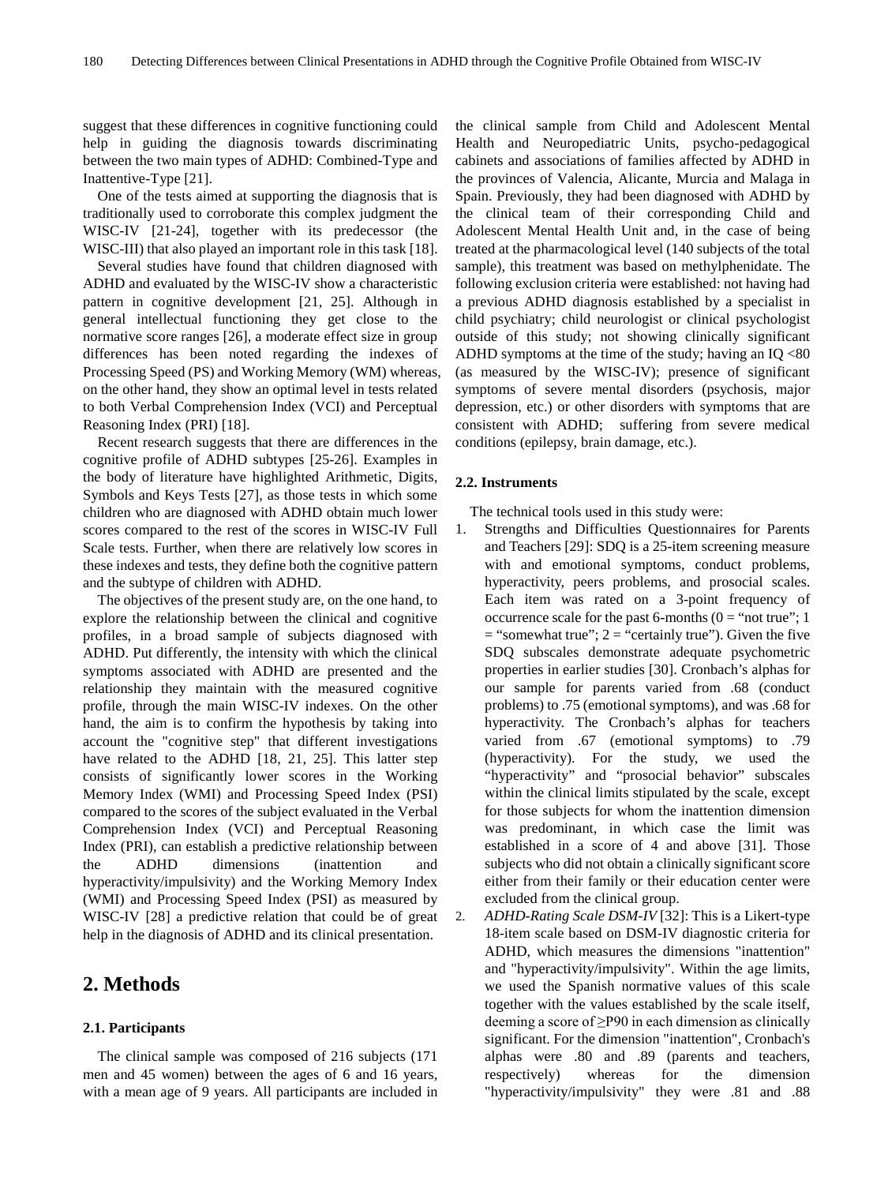suggest that these differences in cognitive functioning could help in guiding the diagnosis towards discriminating between the two main types of ADHD: Combined-Type and Inattentive-Type [21].

One of the tests aimed at supporting the diagnosis that is traditionally used to corroborate this complex judgment the WISC-IV [21-24], together with its predecessor (the WISC-III) that also played an important role in this task [18].

Several studies have found that children diagnosed with ADHD and evaluated by the WISC-IV show a characteristic pattern in cognitive development [21, 25]. Although in general intellectual functioning they get close to the normative score ranges [26], a moderate effect size in group differences has been noted regarding the indexes of Processing Speed (PS) and Working Memory (WM) whereas, on the other hand, they show an optimal level in tests related to both Verbal Comprehension Index (VCI) and Perceptual Reasoning Index (PRI) [18].

Recent research suggests that there are differences in the cognitive profile of ADHD subtypes [25-26]. Examples in the body of literature have highlighted Arithmetic, Digits, Symbols and Keys Tests [27], as those tests in which some children who are diagnosed with ADHD obtain much lower scores compared to the rest of the scores in WISC-IV Full Scale tests. Further, when there are relatively low scores in these indexes and tests, they define both the cognitive pattern and the subtype of children with ADHD.

The objectives of the present study are, on the one hand, to explore the relationship between the clinical and cognitive profiles, in a broad sample of subjects diagnosed with ADHD. Put differently, the intensity with which the clinical symptoms associated with ADHD are presented and the relationship they maintain with the measured cognitive profile, through the main WISC-IV indexes. On the other hand, the aim is to confirm the hypothesis by taking into account the "cognitive step" that different investigations have related to the ADHD [18, 21, 25]. This latter step consists of significantly lower scores in the Working Memory Index (WMI) and Processing Speed Index (PSI) compared to the scores of the subject evaluated in the Verbal Comprehension Index (VCI) and Perceptual Reasoning Index (PRI), can establish a predictive relationship between the ADHD dimensions (inattention and hyperactivity/impulsivity) and the Working Memory Index (WMI) and Processing Speed Index (PSI) as measured by WISC-IV [28] a predictive relation that could be of great help in the diagnosis of ADHD and its clinical presentation.

## 2. Methods

### 2.1. Participants

The clinical sample was composed of 216 subjects (171 men and 45 women) between the ages of 6 and 16 years, with a mean age of 9 years. All participants are included in the clinical sample from Child and Adolescent Mental Health and Neuropediatric Units, psycho-pedagogical cabinets and associations of families affected by ADHD in the provinces of Valencia, Alicante, Murcia and Malaga in Spain. Previously, they had been diagnosed with ADHD by the clinical team of their corresponding Child and Adolescent Mental Health Unit and, in the case of being treated at the pharmacological level (140 subjects of the total sample), this treatment was based on methylphenidate. The following exclusion criteria were established: not having had a previous ADHD diagnosis established by a specialist in child psychiatry; child neurologist or clinical psychologist outside of this study; not showing clinically significant ADHD symptoms at the time of the study; having an IQ <80 (as measured by the WISC-IV); presence of significant symptoms of severe mental disorders (psychosis, major depression, etc.) or other disorders with symptoms that are consistent with ADHD; suffering from severe medical conditions (epilepsy, brain damage, etc.).

### 2.2. Instruments

The technical tools used in this study were:

1. Strengths and Difficulties Questionnaires for Parents and Teachers [29]: SDQ is a 25-item screening measure with and emotional symptoms, conduct problems, hyperactivity, peers problems, and prosocial scales. Each item was rated on a 3-point frequency of occurrence scale for the past 6-months (0 = "not true"; 1 = "somewhat true"; 2 = "certainly true"). Given the five SDQ subscales demonstrate adequate psychometric properties in earlier studies [30]. Cronbach's alphas for our sample for parents varied from .68 (conduct problems) to .75 (emotional symptoms), and was .68 for hyperactivity. The Cronbach's alphas for teachers varied from .67 (emotional symptoms) to .79 (hyperactivity). For the study, we used the "hyperactivity" and "prosocial behavior" subscales within the clinical limits stipulated by the scale, except for those subjects for whom the inattention dimension was predominant, in which case the limit was established in a score of 4 and above [31]. Those subjects who did not obtain a clinically significant score either from their family or their education center were excluded from the clinical group.
2. *ADHD-Rating Scale DSM-IV* [32]: This is a Likert-type 18-item scale based on DSM-IV diagnostic criteria for ADHD, which measures the dimensions "inattention" and "hyperactivity/impulsivity". Within the age limits, we used the Spanish normative values of this scale together with the values established by the scale itself, deeming a score of ≥P90 in each dimension as clinically significant. For the dimension "inattention", Cronbach's alphas were .80 and .89 (parents and teachers, respectively) whereas for the dimension "hyperactivity/impulsivity" they were .81 and .88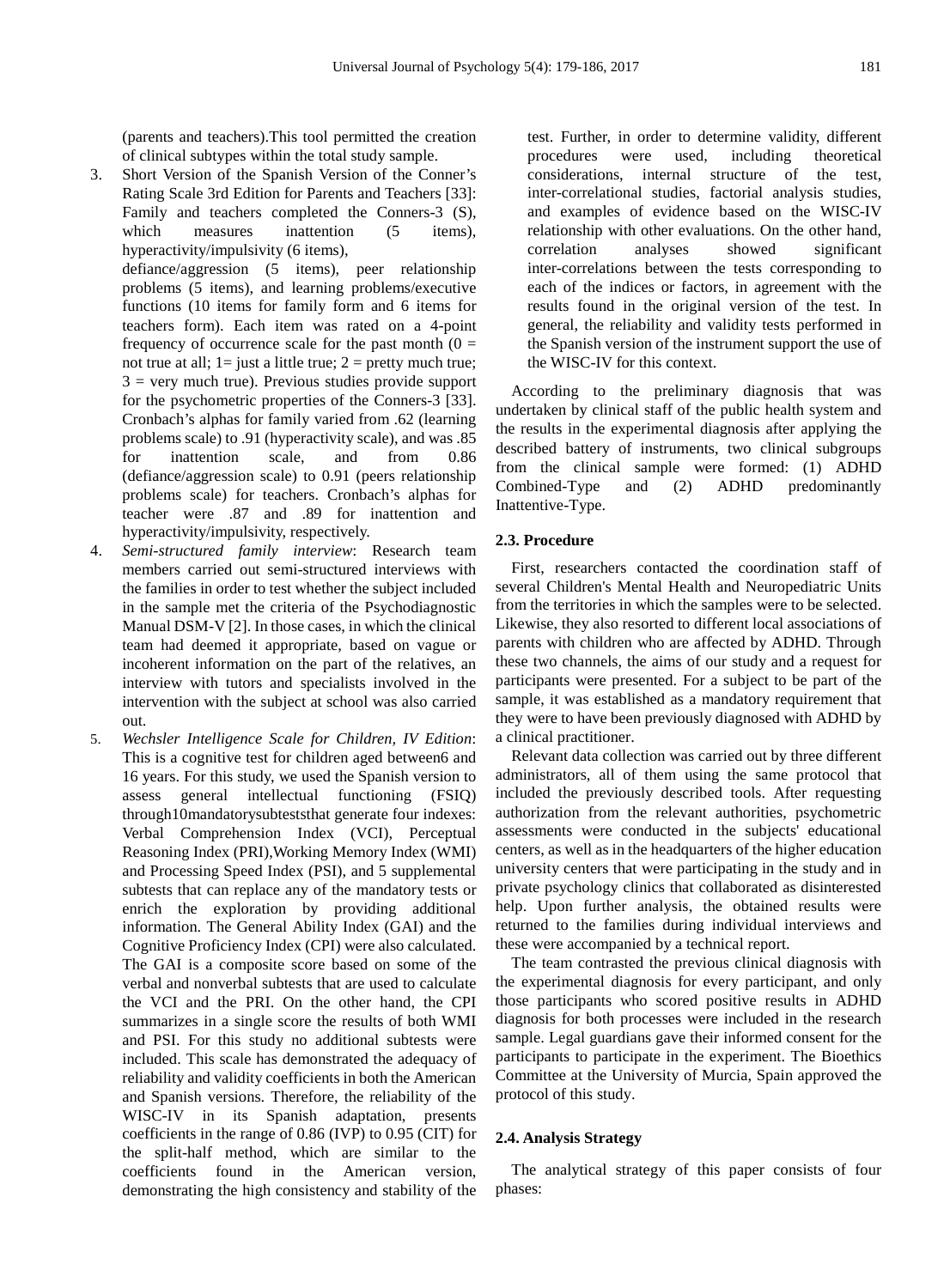(parents and teachers).This tool permitted the creation of clinical subtypes within the total study sample.

3. Short Version of the Spanish Version of the Conner's Rating Scale 3rd Edition for Parents and Teachers [33]: Family and teachers completed the Conners-3 (S), which measures inattention (5 items), hyperactivity/impulsivity (6 items), defiance/aggression (5 items), peer relationship problems (5 items), and learning problems/executive functions (10 items for family form and 6 items for teachers form). Each item was rated on a 4-point frequency of occurrence scale for the past month (0 = not true at all; 1= just a little true; 2 = pretty much true; 3 = very much true). Previous studies provide support for the psychometric properties of the Conners-3 [33]. Cronbach's alphas for family varied from .62 (learning problems scale) to .91 (hyperactivity scale), and was .85 for inattention scale, and from 0.86 (defiance/aggression scale) to 0.91 (peers relationship problems scale) for teachers. Cronbach's alphas for teacher were .87 and .89 for inattention and hyperactivity/impulsivity, respectively.

4. *Semi-structured family interview*: Research team members carried out semi-structured interviews with the families in order to test whether the subject included in the sample met the criteria of the Psychodiagnostic Manual DSM-V [2]. In those cases, in which the clinical team had deemed it appropriate, based on vague or incoherent information on the part of the relatives, an interview with tutors and specialists involved in the intervention with the subject at school was also carried out.

5. *Wechsler Intelligence Scale for Children, IV Edition*: This is a cognitive test for children aged between6 and 16 years. For this study, we used the Spanish version to assess general intellectual functioning (FSIQ) through10mandatorysubteststhat generate four indexes: Verbal Comprehension Index (VCI), Perceptual Reasoning Index (PRI),Working Memory Index (WMI) and Processing Speed Index (PSI), and 5 supplemental subtests that can replace any of the mandatory tests or enrich the exploration by providing additional information. The General Ability Index (GAI) and the Cognitive Proficiency Index (CPI) were also calculated. The GAI is a composite score based on some of the verbal and nonverbal subtests that are used to calculate the VCI and the PRI. On the other hand, the CPI summarizes in a single score the results of both WMI and PSI. For this study no additional subtests were included. This scale has demonstrated the adequacy of reliability and validity coefficients in both the American and Spanish versions. Therefore, the reliability of the WISC-IV in its Spanish adaptation, presents coefficients in the range of 0.86 (IVP) to 0.95 (CIT) for the split-half method, which are similar to the coefficients found in the American version, demonstrating the high consistency and stability of the test. Further, in order to determine validity, different procedures were used, including theoretical considerations, internal structure of the test, inter-correlational studies, factorial analysis studies, and examples of evidence based on the WISC-IV relationship with other evaluations. On the other hand, correlation analyses showed significant inter-correlations between the tests corresponding to each of the indices or factors, in agreement with the results found in the original version of the test. In general, the reliability and validity tests performed in the Spanish version of the instrument support the use of the WISC-IV for this context.

According to the preliminary diagnosis that was undertaken by clinical staff of the public health system and the results in the experimental diagnosis after applying the described battery of instruments, two clinical subgroups from the clinical sample were formed: (1) ADHD Combined-Type and (2) ADHD predominantly Inattentive-Type.

### 2.3. Procedure

First, researchers contacted the coordination staff of several Children's Mental Health and Neuropediatric Units from the territories in which the samples were to be selected. Likewise, they also resorted to different local associations of parents with children who are affected by ADHD. Through these two channels, the aims of our study and a request for participants were presented. For a subject to be part of the sample, it was established as a mandatory requirement that they were to have been previously diagnosed with ADHD by a clinical practitioner.

Relevant data collection was carried out by three different administrators, all of them using the same protocol that included the previously described tools. After requesting authorization from the relevant authorities, psychometric assessments were conducted in the subjects' educational centers, as well as in the headquarters of the higher education university centers that were participating in the study and in private psychology clinics that collaborated as disinterested help. Upon further analysis, the obtained results were returned to the families during individual interviews and these were accompanied by a technical report.

The team contrasted the previous clinical diagnosis with the experimental diagnosis for every participant, and only those participants who scored positive results in ADHD diagnosis for both processes were included in the research sample. Legal guardians gave their informed consent for the participants to participate in the experiment. The Bioethics Committee at the University of Murcia, Spain approved the protocol of this study.

### 2.4. Analysis Strategy

The analytical strategy of this paper consists of four phases: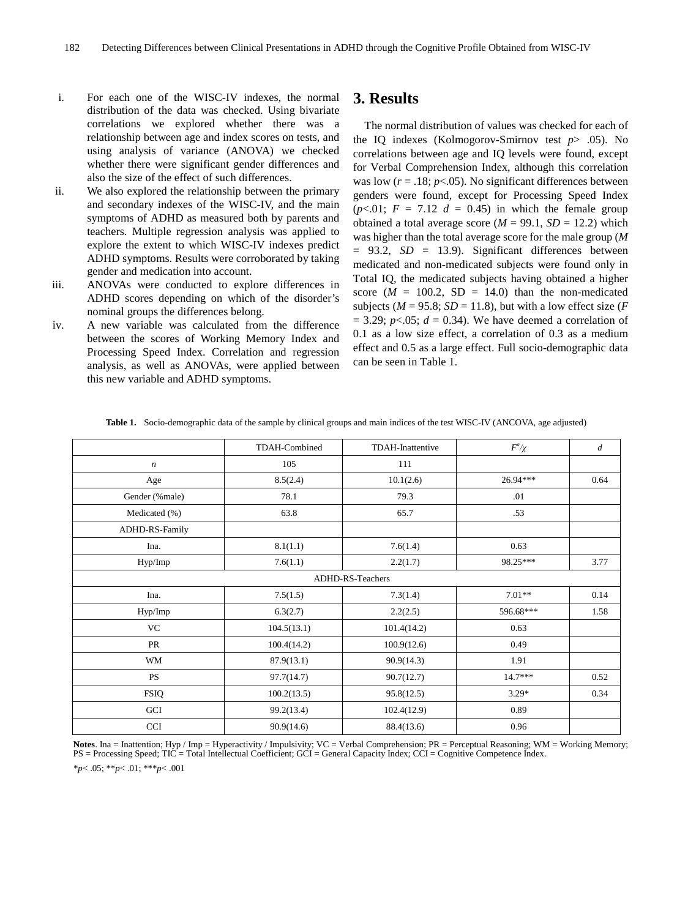i. For each one of the WISC-IV indexes, the normal distribution of the data was checked. Using bivariate correlations we explored whether there was a relationship between age and index scores on tests, and using analysis of variance (ANOVA) we checked whether there were significant gender differences and also the size of the effect of such differences.
ii. We also explored the relationship between the primary and secondary indexes of the WISC-IV, and the main symptoms of ADHD as measured both by parents and teachers. Multiple regression analysis was applied to explore the extent to which WISC-IV indexes predict ADHD symptoms. Results were corroborated by taking gender and medication into account.
iii. ANOVAs were conducted to explore differences in ADHD scores depending on which of the disorder's nominal groups the differences belong.
iv. A new variable was calculated from the difference between the scores of Working Memory Index and Processing Speed Index. Correlation and regression analysis, as well as ANOVAs, were applied between this new variable and ADHD symptoms.

## 3. Results

The normal distribution of values was checked for each of the IQ indexes (Kolmogorov-Smirnov test $p > .05$). No correlations between age and IQ levels were found, except for Verbal Comprehension Index, although this correlation was low ($r = .18$; $p<.05$). No significant differences between genders were found, except for Processing Speed Index ($p<.01$; $F = 7.12$ $d = 0.45$) in which the female group obtained a total average score ($M = 99.1$, $SD = 12.2$) which was higher than the total average score for the male group ($M = 93.2$, $SD = 13.9$). Significant differences between medicated and non-medicated subjects were found only in Total IQ, the medicated subjects having obtained a higher score ($M = 100.2$, SD = 14.0) than the non-medicated subjects ($M = 95.8$; $SD = 11.8$), but with a low effect size ($F = 3.29$; $p<.05$; $d = 0.34$). We have deemed a correlation of 0.1 as a low size effect, a correlation of 0.3 as a medium effect and 0.5 as a large effect. Full socio-demographic data can be seen in Table 1.

**Table 1.** Socio-demographic data of the sample by clinical groups and main indices of the test WISC-IV (ANCOVA, age adjusted)

| | TDAH-Combined | TDAH-Inattentive | $F^{a}/\chi$ | $d$ |
|---|---|---|---|---|
| *n* | 105 | 111 | | |
| Age | 8.5(2.4) | 10.1(2.6) | 26.94*** | 0.64 |
| Gender (%male) | 78.1 | 79.3 | .01 | |
| Medicated (%) | 63.8 | 65.7 | .53 | |
| ADHD-RS-Family | | | | |
| Ina. | 8.1(1.1) | 7.6(1.4) | 0.63 | |
| Hyp/Imp | 7.6(1.1) | 2.2(1.7) | 98.25*** | 3.77 |
| ADHD-RS-Teachers | | | | |
| Ina. | 7.5(1.5) | 7.3(1.4) | 7.01** | 0.14 |
| Hyp/Imp | 6.3(2.7) | 2.2(2.5) | 596.68*** | 1.58 |
| VC | 104.5(13.1) | 101.4(14.2) | 0.63 | |
| PR | 100.4(14.2) | 100.9(12.6) | 0.49 | |
| WM | 87.9(13.1) | 90.9(14.3) | 1.91 | |
| PS | 97.7(14.7) | 90.7(12.7) | 14.7*** | 0.52 |
| FSIQ | 100.2(13.5) | 95.8(12.5) | 3.29* | 0.34 |
| GCI | 99.2(13.4) | 102.4(12.9) | 0.89 | |
| CCI | 90.9(14.6) | 88.4(13.6) | 0.96 | |

**Notes**. Ina = Inattention; Hyp / Imp = Hyperactivity / Impulsivity; VC = Verbal Comprehension; PR = Perceptual Reasoning; WM = Working Memory; PS = Processing Speed; TIC = Total Intellectual Coefficient; GCI = General Capacity Index; CCI = Cognitive Competence Index.

*$p<.05$; **$p<.01$; ***$p<.001$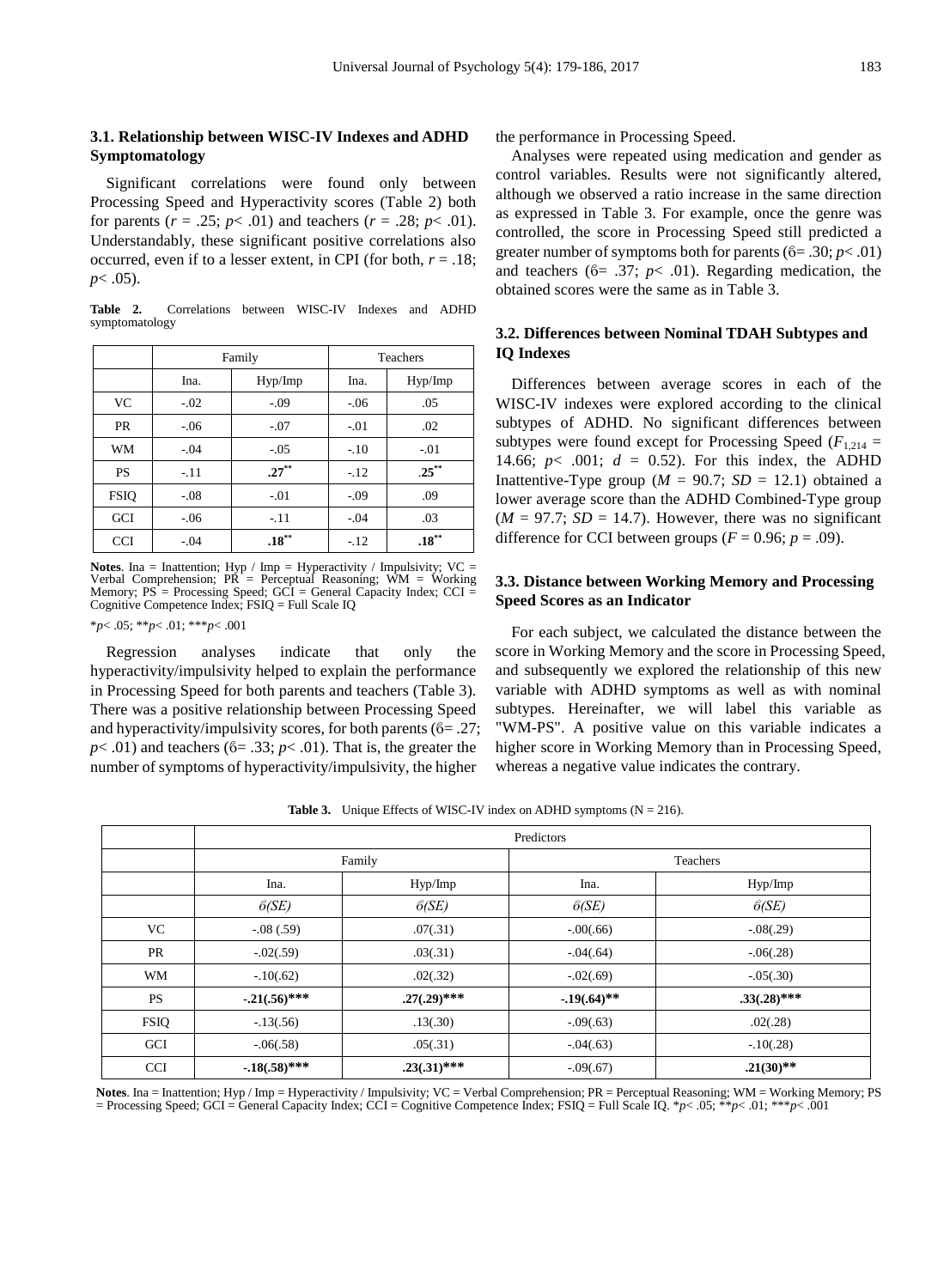### 3.1. Relationship between WISC-IV Indexes and ADHD Symptomatology

Significant correlations were found only between Processing Speed and Hyperactivity scores (Table 2) both for parents ($r$ = .25; $p$< .01) and teachers ($r$ = .28; $p$< .01). Understandably, these significant positive correlations also occurred, even if to a lesser extent, in CPI (for both, $r$ = .18; $p$< .05).

**Table 2.** Correlations between WISC-IV Indexes and ADHD symptomatology

| | Family | | Teachers | |
|---|---|---|---|---|
| | Ina. | Hyp/Imp | Ina. | Hyp/Imp |
| VC | -.02 | -.09 | -.06 | .05 |
| PR | -.06 | -.07 | -.01 | .02 |
| WM | -.04 | -.05 | -.10 | -.01 |
| PS | -.11 | **.27**** | -.12 | **.25**** |
| FSIQ | -.08 | -.01 | -.09 | .09 |
| GCI | -.06 | -.11 | -.04 | .03 |
| CCI | -.04 | **.18**** | -.12 | **.18**** |

**Notes**. Ina = Inattention; Hyp / Imp = Hyperactivity / Impulsivity; VC = Verbal Comprehension; PR = Perceptual Reasoning; WM = Working Memory; PS = Processing Speed; GCI = General Capacity Index; CCI = Cognitive Competence Index; FSIQ = Full Scale IQ

*$p$< .05; **$p$< .01; ***$p$< .001

Regression analyses indicate that only the hyperactivity/impulsivity helped to explain the performance in Processing Speed for both parents and teachers (Table 3). There was a positive relationship between Processing Speed and hyperactivity/impulsivity scores, for both parents (β= .27; $p$< .01) and teachers (β= .33; $p$< .01). That is, the greater the number of symptoms of hyperactivity/impulsivity, the higher the performance in Processing Speed.

Analyses were repeated using medication and gender as control variables. Results were not significantly altered, although we observed a ratio increase in the same direction as expressed in Table 3. For example, once the genre was controlled, the score in Processing Speed still predicted a greater number of symptoms both for parents (β= .30; $p$< .01) and teachers (β= .37; $p$< .01). Regarding medication, the obtained scores were the same as in Table 3.

### 3.2. Differences between Nominal TDAH Subtypes and IQ Indexes

Differences between average scores in each of the WISC-IV indexes were explored according to the clinical subtypes of ADHD. No significant differences between subtypes were found except for Processing Speed ($F_{1,214}$ = 14.66; $p$< .001; $d$ = 0.52). For this index, the ADHD Inattentive-Type group ($M$ = 90.7; $SD$ = 12.1) obtained a lower average score than the ADHD Combined-Type group ($M$ = 97.7; $SD$ = 14.7). However, there was no significant difference for CCI between groups ($F$ = 0.96; $p$ = .09).

### 3.3. Distance between Working Memory and Processing Speed Scores as an Indicator

For each subject, we calculated the distance between the score in Working Memory and the score in Processing Speed, and subsequently we explored the relationship of this new variable with ADHD symptoms as well as with nominal subtypes. Hereinafter, we will label this variable as "WM-PS". A positive value on this variable indicates a higher score in Working Memory than in Processing Speed, whereas a negative value indicates the contrary.

**Table 3.** Unique Effects of WISC-IV index on ADHD symptoms (N = 216).

| | Predictors | | | |
|---|---|---|---|---|
| | Family | | Teachers | |
| | Ina. | Hyp/Imp | Ina. | Hyp/Imp |
| | *β(SE)* | *β(SE)* | *β(SE)* | *β(SE)* |
| VC | -.08 (.59) | .07(.31) | -.00(.66) | -.08(.29) |
| PR | -.02(.59) | .03(.31) | -.04(.64) | -.06(.28) |
| WM | -.10(.62) | .02(.32) | -.02(.69) | -.05(.30) |
| PS | **-.21(.56)***** | **.27(.29)***** | **-.19(.64)**** | **.33(.28)***** |
| FSIQ | -.13(.56) | .13(.30) | -.09(.63) | .02(.28) |
| GCI | -.06(.58) | .05(.31) | -.04(.63) | -.10(.28) |
| CCI | **-.18(.58)***** | **.23(.31)***** | -.09(.67) | **.21(30)**** |

**Notes**. Ina = Inattention; Hyp / Imp = Hyperactivity / Impulsivity; VC = Verbal Comprehension; PR = Perceptual Reasoning; WM = Working Memory; PS = Processing Speed; GCI = General Capacity Index; CCI = Cognitive Competence Index; FSIQ = Full Scale IQ. *$p$< .05; **$p$< .01; ***$p$< .001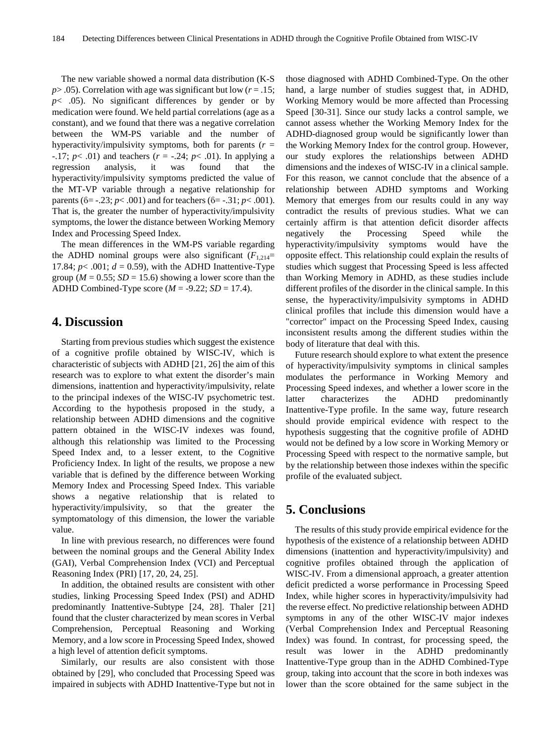The new variable showed a normal data distribution (K-S $p > .05$). Correlation with age was significant but low ($r = .15$; $p < .05$). No significant differences by gender or by medication were found. We held partial correlations (age as a constant), and we found that there was a negative correlation between the WM-PS variable and the number of hyperactivity/impulsivity symptoms, both for parents ($r = -.17$; $p < .01$) and teachers ($r = -.24$; $p < .01$). In applying a regression analysis, it was found that the hyperactivity/impulsivity symptoms predicted the value of the MT-VP variable through a negative relationship for parents ($\beta = -.23$; $p < .001$) and for teachers ($\beta = -.31$; $p < .001$). That is, the greater the number of hyperactivity/impulsivity symptoms, the lower the distance between Working Memory Index and Processing Speed Index.

The mean differences in the WM-PS variable regarding the ADHD nominal groups were also significant ($F_{1,214} = 17.84$; $p < .001$; $d = 0.59$), with the ADHD Inattentive-Type group ($M = 0.55$; $SD = 15.6$) showing a lower score than the ADHD Combined-Type score ($M = -9.22$; $SD = 17.4$).

## 4. Discussion

Starting from previous studies which suggest the existence of a cognitive profile obtained by WISC-IV, which is characteristic of subjects with ADHD [21, 26] the aim of this research was to explore to what extent the disorder's main dimensions, inattention and hyperactivity/impulsivity, relate to the principal indexes of the WISC-IV psychometric test. According to the hypothesis proposed in the study, a relationship between ADHD dimensions and the cognitive pattern obtained in the WISC-IV indexes was found, although this relationship was limited to the Processing Speed Index and, to a lesser extent, to the Cognitive Proficiency Index. In light of the results, we propose a new variable that is defined by the difference between Working Memory Index and Processing Speed Index. This variable shows a negative relationship that is related to hyperactivity/impulsivity, so that the greater the symptomatology of this dimension, the lower the variable value.

In line with previous research, no differences were found between the nominal groups and the General Ability Index (GAI), Verbal Comprehension Index (VCI) and Perceptual Reasoning Index (PRI) [17, 20, 24, 25].

In addition, the obtained results are consistent with other studies, linking Processing Speed Index (PSI) and ADHD predominantly Inattentive-Subtype [24, 28]. Thaler [21] found that the cluster characterized by mean scores in Verbal Comprehension, Perceptual Reasoning and Working Memory, and a low score in Processing Speed Index, showed a high level of attention deficit symptoms.

Similarly, our results are also consistent with those obtained by [29], who concluded that Processing Speed was impaired in subjects with ADHD Inattentive-Type but not in those diagnosed with ADHD Combined-Type. On the other hand, a large number of studies suggest that, in ADHD, Working Memory would be more affected than Processing Speed [30-31]. Since our study lacks a control sample, we cannot assess whether the Working Memory Index for the ADHD-diagnosed group would be significantly lower than the Working Memory Index for the control group. However, our study explores the relationships between ADHD dimensions and the indexes of WISC-IV in a clinical sample. For this reason, we cannot conclude that the absence of a relationship between ADHD symptoms and Working Memory that emerges from our results could in any way contradict the results of previous studies. What we can certainly affirm is that attention deficit disorder affects negatively the Processing Speed while the hyperactivity/impulsivity symptoms would have the opposite effect. This relationship could explain the results of studies which suggest that Processing Speed is less affected than Working Memory in ADHD, as these studies include different profiles of the disorder in the clinical sample. In this sense, the hyperactivity/impulsivity symptoms in ADHD clinical profiles that include this dimension would have a "corrector" impact on the Processing Speed Index, causing inconsistent results among the different studies within the body of literature that deal with this.

Future research should explore to what extent the presence of hyperactivity/impulsivity symptoms in clinical samples modulates the performance in Working Memory and Processing Speed indexes, and whether a lower score in the latter characterizes the ADHD predominantly Inattentive-Type profile. In the same way, future research should provide empirical evidence with respect to the hypothesis suggesting that the cognitive profile of ADHD would not be defined by a low score in Working Memory or Processing Speed with respect to the normative sample, but by the relationship between those indexes within the specific profile of the evaluated subject.

## 5. Conclusions

The results of this study provide empirical evidence for the hypothesis of the existence of a relationship between ADHD dimensions (inattention and hyperactivity/impulsivity) and cognitive profiles obtained through the application of WISC-IV. From a dimensional approach, a greater attention deficit predicted a worse performance in Processing Speed Index, while higher scores in hyperactivity/impulsivity had the reverse effect. No predictive relationship between ADHD symptoms in any of the other WISC-IV major indexes (Verbal Comprehension Index and Perceptual Reasoning Index) was found. In contrast, for processing speed, the result was lower in the ADHD predominantly Inattentive-Type group than in the ADHD Combined-Type group, taking into account that the score in both indexes was lower than the score obtained for the same subject in the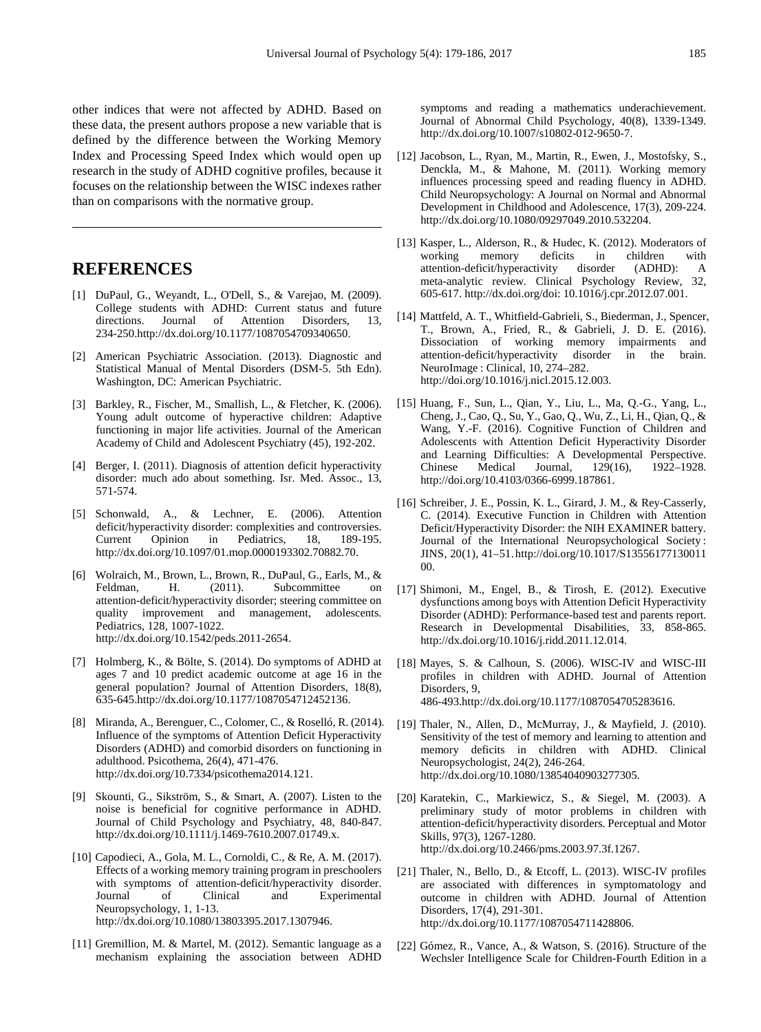other indices that were not affected by ADHD. Based on these data, the present authors propose a new variable that is defined by the difference between the Working Memory Index and Processing Speed Index which would open up research in the study of ADHD cognitive profiles, because it focuses on the relationship between the WISC indexes rather than on comparisons with the normative group.

---

## REFERENCES

[1] DuPaul, G., Weyandt, L., O'Dell, S., & Varejao, M. (2009). College students with ADHD: Current status and future directions. Journal of Attention Disorders, 13, 234-250.http://dx.doi.org/10.1177/1087054709340650.

[2] American Psychiatric Association. (2013). Diagnostic and Statistical Manual of Mental Disorders (DSM-5. 5th Edn). Washington, DC: American Psychiatric.

[3] Barkley, R., Fischer, M., Smallish, L., & Fletcher, K. (2006). Young adult outcome of hyperactive children: Adaptive functioning in major life activities. Journal of the American Academy of Child and Adolescent Psychiatry (45), 192-202.

[4] Berger, I. (2011). Diagnosis of attention deficit hyperactivity disorder: much ado about something. Isr. Med. Assoc., 13, 571-574.

[5] Schonwald, A., & Lechner, E. (2006). Attention deficit/hyperactivity disorder: complexities and controversies. Current Opinion in Pediatrics, 18, 189-195. http://dx.doi.org/10.1097/01.mop.0000193302.70882.70.

[6] Wolraich, M., Brown, L., Brown, R., DuPaul, G., Earls, M., & Feldman, H. (2011). Subcommittee on attention-deficit/hyperactivity disorder; steering committee on quality improvement and management, adolescents. Pediatrics, 128, 1007-1022. http://dx.doi.org/10.1542/peds.2011-2654.

[7] Holmberg, K., & Bölte, S. (2014). Do symptoms of ADHD at ages 7 and 10 predict academic outcome at age 16 in the general population? Journal of Attention Disorders, 18(8), 635-645.http://dx.doi.org/10.1177/1087054712452136.

[8] Miranda, A., Berenguer, C., Colomer, C., & Roselló, R. (2014). Influence of the symptoms of Attention Deficit Hyperactivity Disorders (ADHD) and comorbid disorders on functioning in adulthood. Psicothema, 26(4), 471-476. http://dx.doi.org/10.7334/psicothema2014.121.

[9] Skounti, G., Sikström, S., & Smart, A. (2007). Listen to the noise is beneficial for cognitive performance in ADHD. Journal of Child Psychology and Psychiatry, 48, 840-847. http://dx.doi.org/10.1111/j.1469-7610.2007.01749.x.

[10] Capodieci, A., Gola, M. L., Cornoldi, C., & Re, A. M. (2017). Effects of a working memory training program in preschoolers with symptoms of attention-deficit/hyperactivity disorder. Journal of Clinical and Experimental Neuropsychology, 1, 1-13. http://dx.doi.org/10.1080/13803395.2017.1307946.

[11] Gremillion, M. & Martel, M. (2012). Semantic language as a mechanism explaining the association between ADHD symptoms and reading a mathematics underachievement. Journal of Abnormal Child Psychology, 40(8), 1339-1349. http://dx.doi.org/10.1007/s10802-012-9650-7.

[12] Jacobson, L., Ryan, M., Martin, R., Ewen, J., Mostofsky, S., Denckla, M., & Mahone, M. (2011). Working memory influences processing speed and reading fluency in ADHD. Child Neuropsychology: A Journal on Normal and Abnormal Development in Childhood and Adolescence, 17(3), 209-224. http://dx.doi.org/10.1080/09297049.2010.532204.

[13] Kasper, L., Alderson, R., & Hudec, K. (2012). Moderators of working memory deficits in children with attention-deficit/hyperactivity disorder (ADHD): A meta-analytic review. Clinical Psychology Review, 32, 605-617. http://dx.doi.org/doi: 10.1016/j.cpr.2012.07.001.

[14] Mattfeld, A. T., Whitfield-Gabrieli, S., Biederman, J., Spencer, T., Brown, A., Fried, R., & Gabrieli, J. D. E. (2016). Dissociation of working memory impairments and attention-deficit/hyperactivity disorder in the brain. NeuroImage : Clinical, 10, 274–282. http://doi.org/10.1016/j.nicl.2015.12.003.

[15] Huang, F., Sun, L., Qian, Y., Liu, L., Ma, Q.-G., Yang, L., Cheng, J., Cao, Q., Su, Y., Gao, Q., Wu, Z., Li, H., Qian, Q., & Wang, Y.-F. (2016). Cognitive Function of Children and Adolescents with Attention Deficit Hyperactivity Disorder and Learning Difficulties: A Developmental Perspective. Chinese Medical Journal, 129(16), 1922–1928. http://doi.org/10.4103/0366-6999.187861.

[16] Schreiber, J. E., Possin, K. L., Girard, J. M., & Rey-Casserly, C. (2014). Executive Function in Children with Attention Deficit/Hyperactivity Disorder: the NIH EXAMINER battery. Journal of the International Neuropsychological Society : JINS, 20(1), 41–51. http://doi.org/10.1017/S1355617713001100.

[17] Shimoni, M., Engel, B., & Tirosh, E. (2012). Executive dysfunctions among boys with Attention Deficit Hyperactivity Disorder (ADHD): Performance-based test and parents report. Research in Developmental Disabilities, 33, 858-865. http://dx.doi.org/10.1016/j.ridd.2011.12.014.

[18] Mayes, S. & Calhoun, S. (2006). WISC-IV and WISC-III profiles in children with ADHD. Journal of Attention Disorders, 9, 486-493.http://dx.doi.org/10.1177/1087054705283616.

[19] Thaler, N., Allen, D., McMurray, J., & Mayfield, J. (2010). Sensitivity of the test of memory and learning to attention and memory deficits in children with ADHD. Clinical Neuropsychologist, 24(2), 246-264. http://dx.doi.org/10.1080/13854040903277305.

[20] Karatekin, C., Markiewicz, S., & Siegel, M. (2003). A preliminary study of motor problems in children with attention-deficit/hyperactivity disorders. Perceptual and Motor Skills, 97(3), 1267-1280. http://dx.doi.org/10.2466/pms.2003.97.3f.1267.

[21] Thaler, N., Bello, D., & Etcoff, L. (2013). WISC-IV profiles are associated with differences in symptomatology and outcome in children with ADHD. Journal of Attention Disorders, 17(4), 291-301. http://dx.doi.org/10.1177/1087054711428806.

[22] Gómez, R., Vance, A., & Watson, S. (2016). Structure of the Wechsler Intelligence Scale for Children-Fourth Edition in a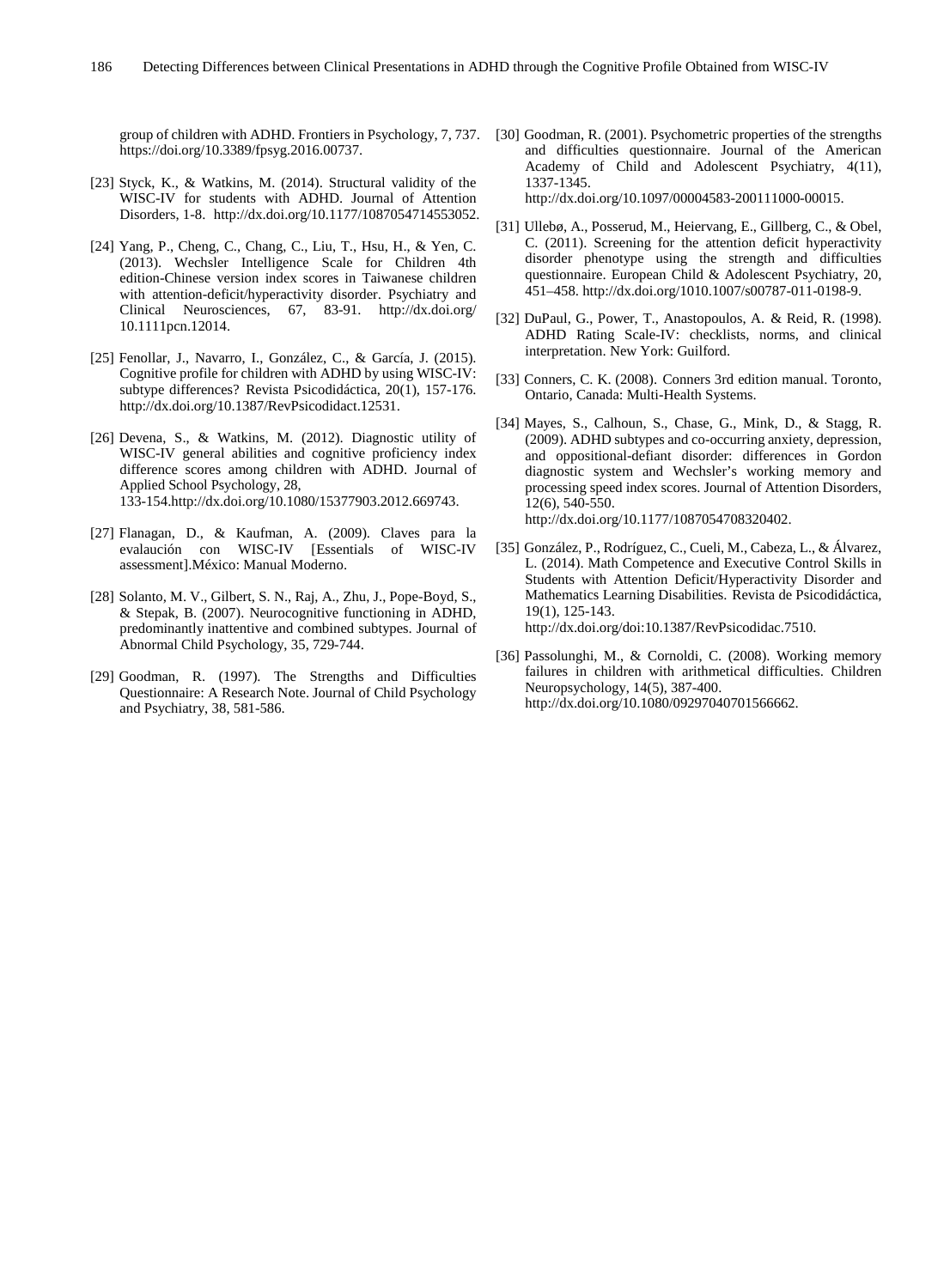group of children with ADHD. Frontiers in Psychology, 7, 737. https://doi.org/10.3389/fpsyg.2016.00737.

[23] Styck, K., & Watkins, M. (2014). Structural validity of the WISC-IV for students with ADHD. Journal of Attention Disorders, 1-8. http://dx.doi.org/10.1177/1087054714553052.

[24] Yang, P., Cheng, C., Chang, C., Liu, T., Hsu, H., & Yen, C. (2013). Wechsler Intelligence Scale for Children 4th edition-Chinese version index scores in Taiwanese children with attention-deficit/hyperactivity disorder. Psychiatry and Clinical Neurosciences, 67, 83-91. http://dx.doi.org/10.1111pcn.12014.

[25] Fenollar, J., Navarro, I., González, C., & García, J. (2015). Cognitive profile for children with ADHD by using WISC-IV: subtype differences? Revista Psicodidáctica, 20(1), 157-176. http://dx.doi.org/10.1387/RevPsicodidact.12531.

[26] Devena, S., & Watkins, M. (2012). Diagnostic utility of WISC-IV general abilities and cognitive proficiency index difference scores among children with ADHD. Journal of Applied School Psychology, 28, 133-154.http://dx.doi.org/10.1080/15377903.2012.669743.

[27] Flanagan, D., & Kaufman, A. (2009). Claves para la evalaución con WISC-IV [Essentials of WISC-IV assessment].México: Manual Moderno.

[28] Solanto, M. V., Gilbert, S. N., Raj, A., Zhu, J., Pope-Boyd, S., & Stepak, B. (2007). Neurocognitive functioning in ADHD, predominantly inattentive and combined subtypes. Journal of Abnormal Child Psychology, 35, 729-744.

[29] Goodman, R. (1997). The Strengths and Difficulties Questionnaire: A Research Note. Journal of Child Psychology and Psychiatry, 38, 581-586.

[30] Goodman, R. (2001). Psychometric properties of the strengths and difficulties questionnaire. Journal of the American Academy of Child and Adolescent Psychiatry, 4(11), 1337-1345. http://dx.doi.org/10.1097/00004583-200111000-00015.

[31] Ullebø, A., Posserud, M., Heiervang, E., Gillberg, C., & Obel, C. (2011). Screening for the attention deficit hyperactivity disorder phenotype using the strength and difficulties questionnaire. European Child & Adolescent Psychiatry, 20, 451–458. http://dx.doi.org/1010.1007/s00787-011-0198-9.

[32] DuPaul, G., Power, T., Anastopoulos, A. & Reid, R. (1998). ADHD Rating Scale-IV: checklists, norms, and clinical interpretation. New York: Guilford.

[33] Conners, C. K. (2008). Conners 3rd edition manual. Toronto, Ontario, Canada: Multi-Health Systems.

[34] Mayes, S., Calhoun, S., Chase, G., Mink, D., & Stagg, R. (2009). ADHD subtypes and co-occurring anxiety, depression, and oppositional-defiant disorder: differences in Gordon diagnostic system and Wechsler's working memory and processing speed index scores. Journal of Attention Disorders, 12(6), 540-550. http://dx.doi.org/10.1177/1087054708320402.

[35] González, P., Rodríguez, C., Cueli, M., Cabeza, L., & Álvarez, L. (2014). Math Competence and Executive Control Skills in Students with Attention Deficit/Hyperactivity Disorder and Mathematics Learning Disabilities. Revista de Psicodidáctica, 19(1), 125-143. http://dx.doi.org/doi:10.1387/RevPsicodidac.7510.

[36] Passolunghi, M., & Cornoldi, C. (2008). Working memory failures in children with arithmetical difficulties. Children Neuropsychology, 14(5), 387-400. http://dx.doi.org/10.1080/09297040701566662.